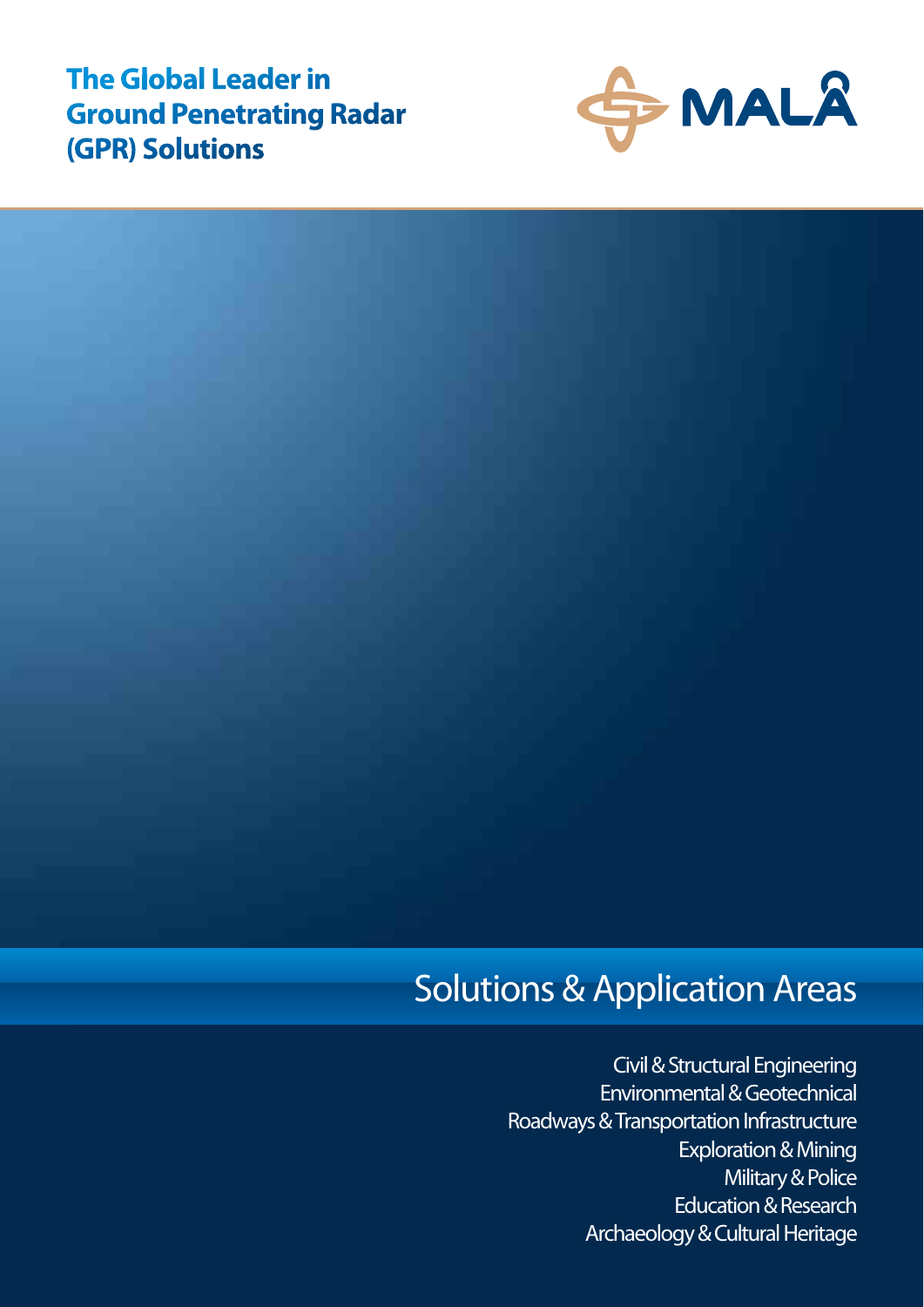# The Global Leader in Ground Penetrating Radar (GPR) Solutions

MALÅ

## Solutions & Application Areas

Civil & Structural Engineering
Environmental & Geotechnical
Roadways & Transportation Infrastructure
Exploration & Mining
Military & Police
Education & Research
Archaeology & Cultural Heritage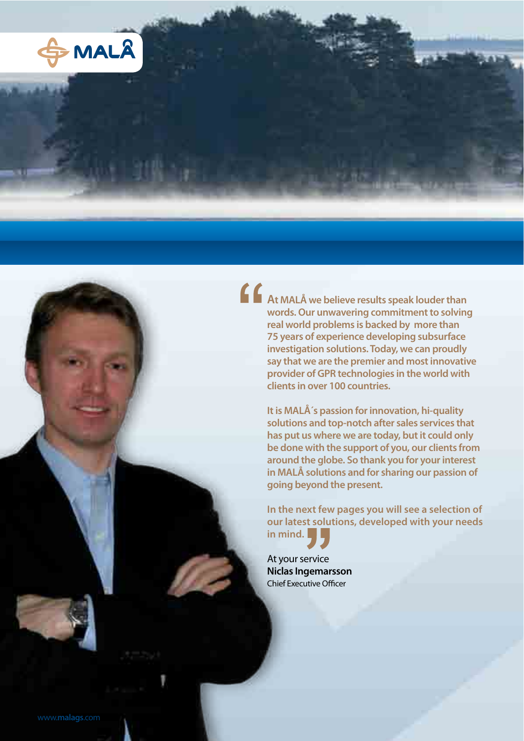**At MALÅ we believe results speak louder than words. Our unwavering commitment to solving real world problems is backed by more than 75 years of experience developing subsurface investigation solutions. Today, we can proudly say that we are the premier and most innovative provider of GPR technologies in the world with clients in over 100 countries.**

**It is MALÅ´s passion for innovation, hi-quality solutions and top-notch after sales services that has put us where we are today, but it could only be done with the support of you, our clients from around the globe. So thank you for your interest in MALÅ solutions and for sharing our passion of going beyond the present.**

**In the next few pages you will see a selection of our latest solutions, developed with your needs in mind.**

At your service
**Niclas Ingemarsson**
Chief Executive Officer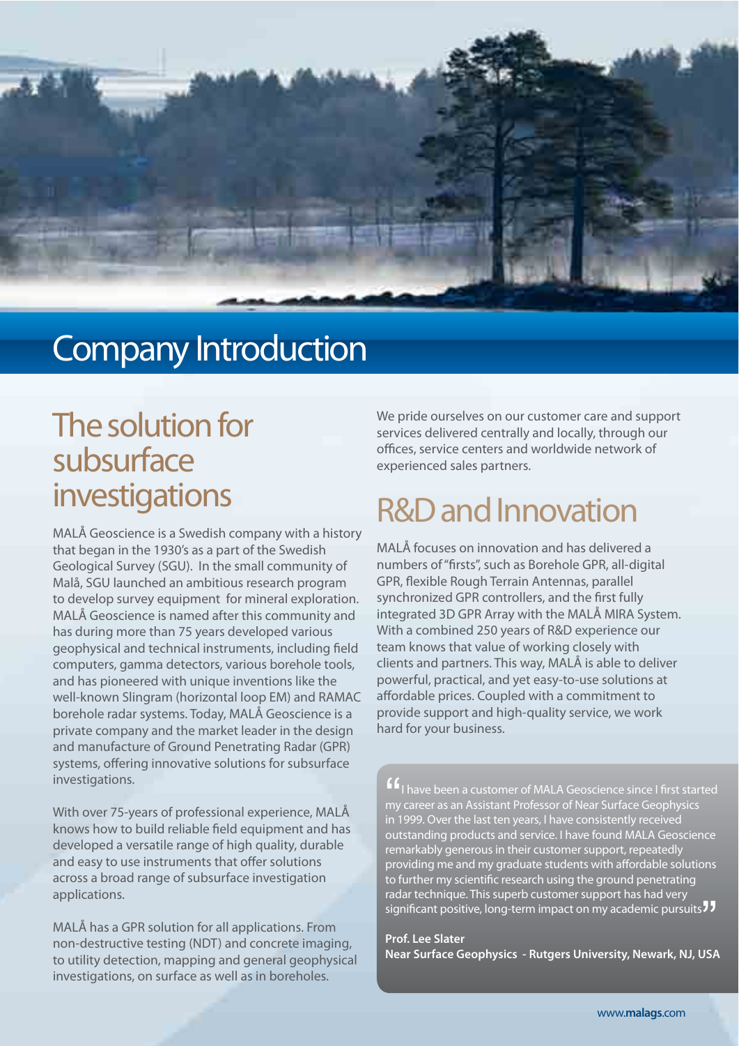# Company Introduction

## The solution for subsurface investigations

MALÅ Geoscience is a Swedish company with a history that began in the 1930's as a part of the Swedish Geological Survey (SGU). In the small community of Malå, SGU launched an ambitious research program to develop survey equipment for mineral exploration. MALÅ Geoscience is named after this community and has during more than 75 years developed various geophysical and technical instruments, including field computers, gamma detectors, various borehole tools, and has pioneered with unique inventions like the well-known Slingram (horizontal loop EM) and RAMAC borehole radar systems. Today, MALÅ Geoscience is a private company and the market leader in the design and manufacture of Ground Penetrating Radar (GPR) systems, offering innovative solutions for subsurface investigations.

With over 75-years of professional experience, MALÅ knows how to build reliable field equipment and has developed a versatile range of high quality, durable and easy to use instruments that offer solutions across a broad range of subsurface investigation applications.

MALÅ has a GPR solution for all applications. From non-destructive testing (NDT) and concrete imaging, to utility detection, mapping and general geophysical investigations, on surface as well as in boreholes.

We pride ourselves on our customer care and support services delivered centrally and locally, through our offices, service centers and worldwide network of experienced sales partners.

## R&D and Innovation

MALÅ focuses on innovation and has delivered a numbers of "firsts", such as Borehole GPR, all-digital GPR, flexible Rough Terrain Antennas, parallel synchronized GPR controllers, and the first fully integrated 3D GPR Array with the MALÅ MIRA System. With a combined 250 years of R&D experience our team knows that value of working closely with clients and partners. This way, MALÅ is able to deliver powerful, practical, and yet easy-to-use solutions at affordable prices. Coupled with a commitment to provide support and high-quality service, we work hard for your business.

> "I have been a customer of MALA Geoscience since I first started my career as an Assistant Professor of Near Surface Geophysics in 1999. Over the last ten years, I have consistently received outstanding products and service. I have found MALA Geoscience remarkably generous in their customer support, repeatedly providing me and my graduate students with affordable solutions to further my scientific research using the ground penetrating radar technique. This superb customer support has had very significant positive, long-term impact on my academic pursuits"
>
> **Prof. Lee Slater**
> **Near Surface Geophysics - Rutgers University, Newark, NJ, USA**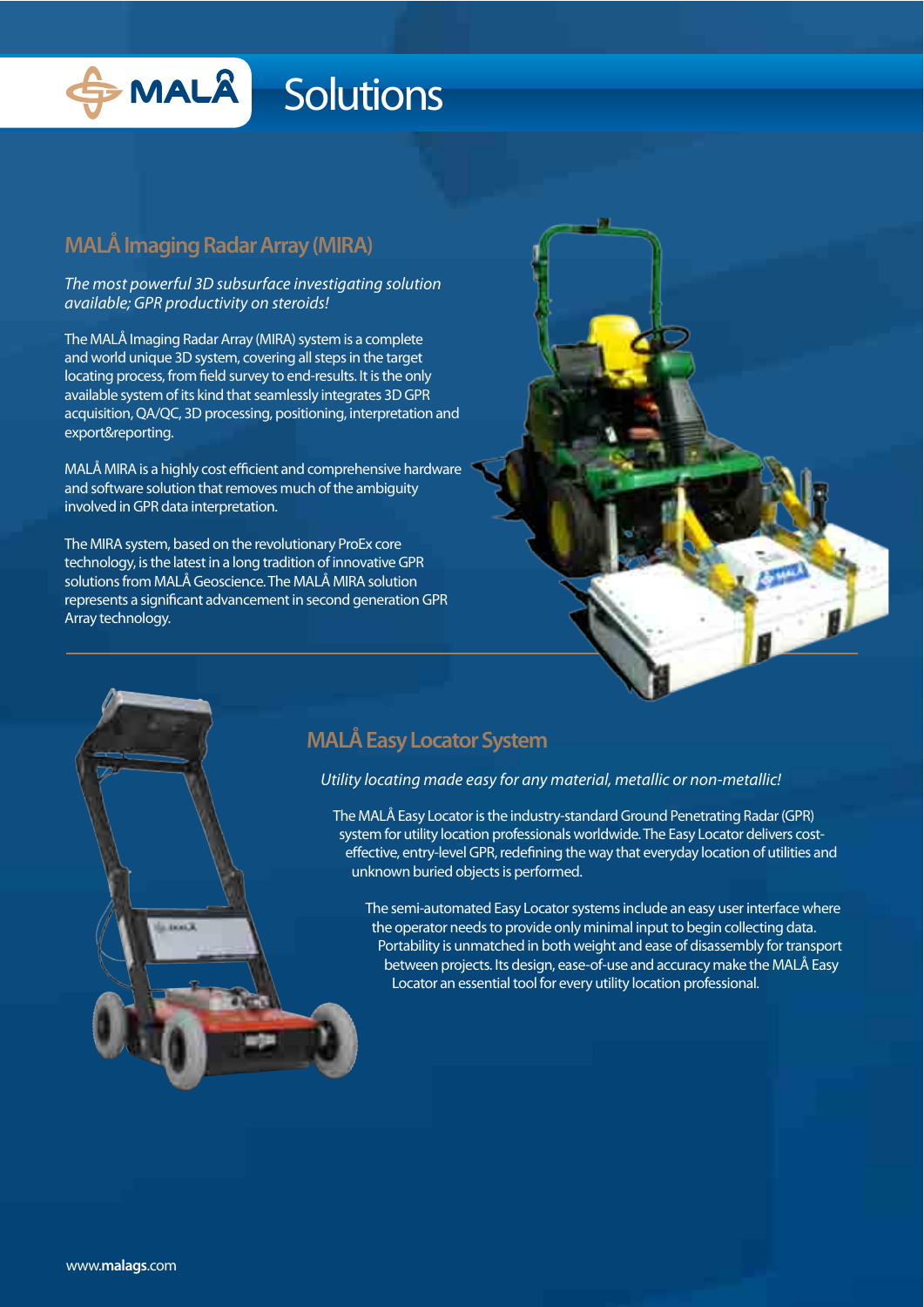# Solutions

## MALÅ Imaging Radar Array (MIRA)

*The most powerful 3D subsurface investigating solution available; GPR productivity on steroids!*

The MALÅ Imaging Radar Array (MIRA) system is a complete and world unique 3D system, covering all steps in the target locating process, from field survey to end-results. It is the only available system of its kind that seamlessly integrates 3D GPR acquisition, QA/QC, 3D processing, positioning, interpretation and export&reporting.

MALÅ MIRA is a highly cost efficient and comprehensive hardware and software solution that removes much of the ambiguity involved in GPR data interpretation.

The MIRA system, based on the revolutionary ProEx core technology, is the latest in a long tradition of innovative GPR solutions from MALÅ Geoscience. The MALÅ MIRA solution represents a significant advancement in second generation GPR Array technology.

## MALÅ Easy Locator System

*Utility locating made easy for any material, metallic or non-metallic!*

The MALÅ Easy Locator is the industry-standard Ground Penetrating Radar (GPR) system for utility location professionals worldwide. The Easy Locator delivers cost-effective, entry-level GPR, redefining the way that everyday location of utilities and unknown buried objects is performed.

The semi-automated Easy Locator systems include an easy user interface where the operator needs to provide only minimal input to begin collecting data. Portability is unmatched in both weight and ease of disassembly for transport between projects. Its design, ease-of-use and accuracy make the MALÅ Easy Locator an essential tool for every utility location professional.

www.malags.com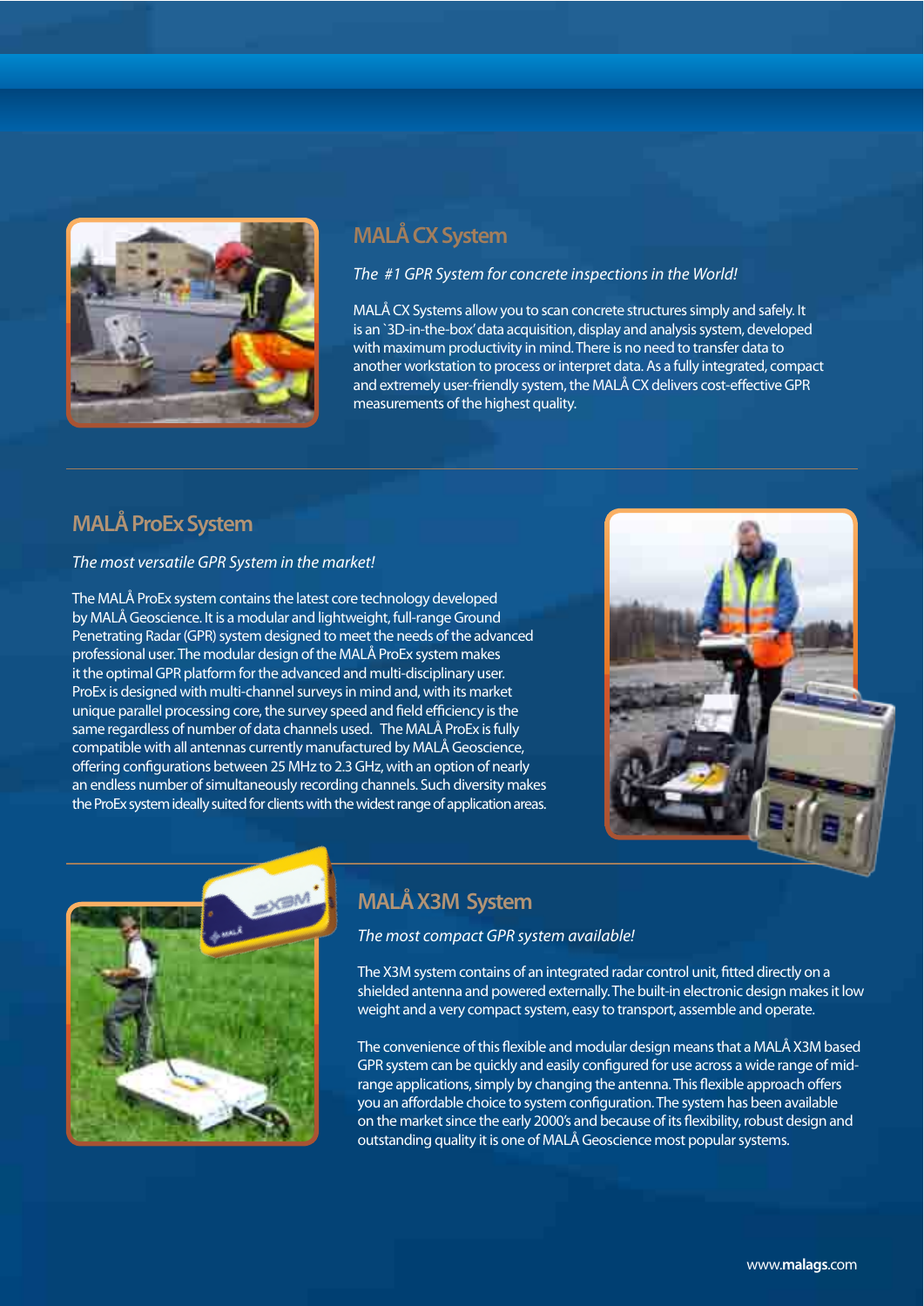## MALÅ CX System

*The #1 GPR System for concrete inspections in the World!*

MALÅ CX Systems allow you to scan concrete structures simply and safely. It is an `3D-in-the-box' data acquisition, display and analysis system, developed with maximum productivity in mind. There is no need to transfer data to another workstation to process or interpret data. As a fully integrated, compact and extremely user-friendly system, the MALÅ CX delivers cost-effective GPR measurements of the highest quality.

## MALÅ ProEx System

*The most versatile GPR System in the market!*

The MALÅ ProEx system contains the latest core technology developed by MALÅ Geoscience. It is a modular and lightweight, full-range Ground Penetrating Radar (GPR) system designed to meet the needs of the advanced professional user. The modular design of the MALÅ ProEx system makes it the optimal GPR platform for the advanced and multi-disciplinary user. ProEx is designed with multi-channel surveys in mind and, with its market unique parallel processing core, the survey speed and field efficiency is the same regardless of number of data channels used. The MALÅ ProEx is fully compatible with all antennas currently manufactured by MALÅ Geoscience, offering configurations between 25 MHz to 2.3 GHz, with an option of nearly an endless number of simultaneously recording channels. Such diversity makes the ProEx system ideally suited for clients with the widest range of application areas.

## MALÅ X3M System

*The most compact GPR system available!*

The X3M system contains of an integrated radar control unit, fitted directly on a shielded antenna and powered externally. The built-in electronic design makes it low weight and a very compact system, easy to transport, assemble and operate.

The convenience of this flexible and modular design means that a MALÅ X3M based GPR system can be quickly and easily configured for use across a wide range of mid-range applications, simply by changing the antenna. This flexible approach offers you an affordable choice to system configuration. The system has been available on the market since the early 2000's and because of its flexibility, robust design and outstanding quality it is one of MALÅ Geoscience most popular systems.

www.malags.com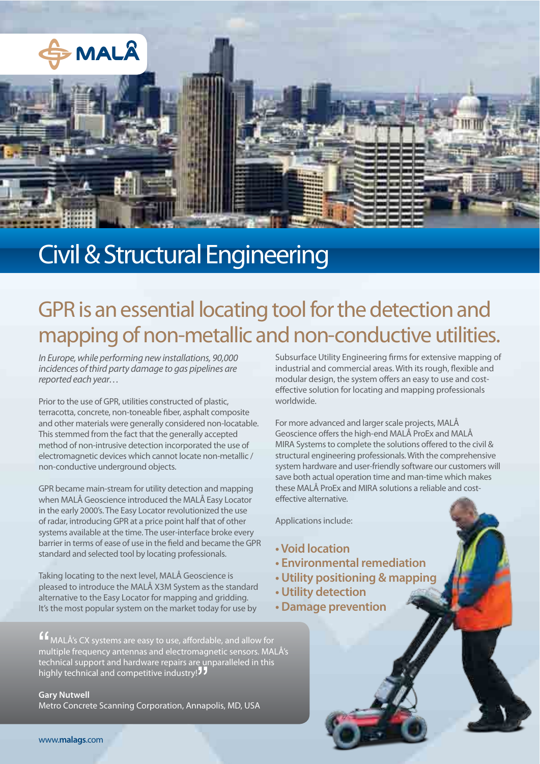# Civil & Structural Engineering

## GPR is an essential locating tool for the detection and mapping of non-metallic and non-conductive utilities.

*In Europe, while performing new installations, 90,000 incidences of third party damage to gas pipelines are reported each year…*

Prior to the use of GPR, utilities constructed of plastic, terracotta, concrete, non-toneable fiber, asphalt composite and other materials were generally considered non-locatable. This stemmed from the fact that the generally accepted method of non-intrusive detection incorporated the use of electromagnetic devices which cannot locate non-metallic / non-conductive underground objects.

GPR became main-stream for utility detection and mapping when MALÅ Geoscience introduced the MALÅ Easy Locator in the early 2000's. The Easy Locator revolutionized the use of radar, introducing GPR at a price point half that of other systems available at the time. The user-interface broke every barrier in terms of ease of use in the field and became the GPR standard and selected tool by locating professionals.

Taking locating to the next level, MALÅ Geoscience is pleased to introduce the MALÅ X3M System as the standard alternative to the Easy Locator for mapping and gridding. It's the most popular system on the market today for use by Subsurface Utility Engineering firms for extensive mapping of industrial and commercial areas. With its rough, flexible and modular design, the system offers an easy to use and cost-effective solution for locating and mapping professionals worldwide.

For more advanced and larger scale projects, MALÅ Geoscience offers the high-end MALÅ ProEx and MALÅ MIRA Systems to complete the solutions offered to the civil & structural engineering professionals. With the comprehensive system hardware and user-friendly software our customers will save both actual operation time and man-time which makes these MALÅ ProEx and MIRA solutions a reliable and cost-effective alternative.

Applications include:

- **Void location**
- **Environmental remediation**
- **Utility positioning & mapping**
- **Utility detection**
- **Damage prevention**

"MALÅ's CX systems are easy to use, affordable, and allow for multiple frequency antennas and electromagnetic sensors. MALÅ's technical support and hardware repairs are unparalleled in this highly technical and competitive industry!"

**Gary Nutwell**
Metro Concrete Scanning Corporation, Annapolis, MD, USA

www.**malags**.com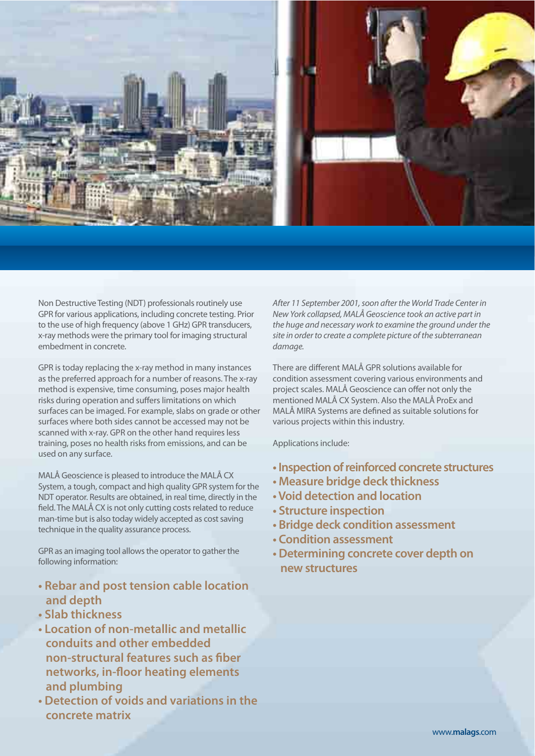Non Destructive Testing (NDT) professionals routinely use GPR for various applications, including concrete testing. Prior to the use of high frequency (above 1 GHz) GPR transducers, x-ray methods were the primary tool for imaging structural embedment in concrete.

GPR is today replacing the x-ray method in many instances as the preferred approach for a number of reasons. The x-ray method is expensive, time consuming, poses major health risks during operation and suffers limitations on which surfaces can be imaged. For example, slabs on grade or other surfaces where both sides cannot be accessed may not be scanned with x-ray. GPR on the other hand requires less training, poses no health risks from emissions, and can be used on any surface.

MALÅ Geoscience is pleased to introduce the MALÅ CX System, a tough, compact and high quality GPR system for the NDT operator. Results are obtained, in real time, directly in the field. The MALÅ CX is not only cutting costs related to reduce man-time but is also today widely accepted as cost saving technique in the quality assurance process.

GPR as an imaging tool allows the operator to gather the following information:

- **Rebar and post tension cable location and depth**
- **Slab thickness**
- **Location of non-metallic and metallic conduits and other embedded non-structural features such as fiber networks, in-floor heating elements and plumbing**
- **Detection of voids and variations in the concrete matrix**

*After 11 September 2001, soon after the World Trade Center in New York collapsed, MALÅ Geoscience took an active part in the huge and necessary work to examine the ground under the site in order to create a complete picture of the subterranean damage.*

There are different MALÅ GPR solutions available for condition assessment covering various environments and project scales. MALÅ Geoscience can offer not only the mentioned MALÅ CX System. Also the MALÅ ProEx and MALÅ MIRA Systems are defined as suitable solutions for various projects within this industry.

Applications include:

- **Inspection of reinforced concrete structures**
- **Measure bridge deck thickness**
- **Void detection and location**
- **Structure inspection**
- **Bridge deck condition assessment**
- **Condition assessment**
- **Determining concrete cover depth on new structures**

www.malags.com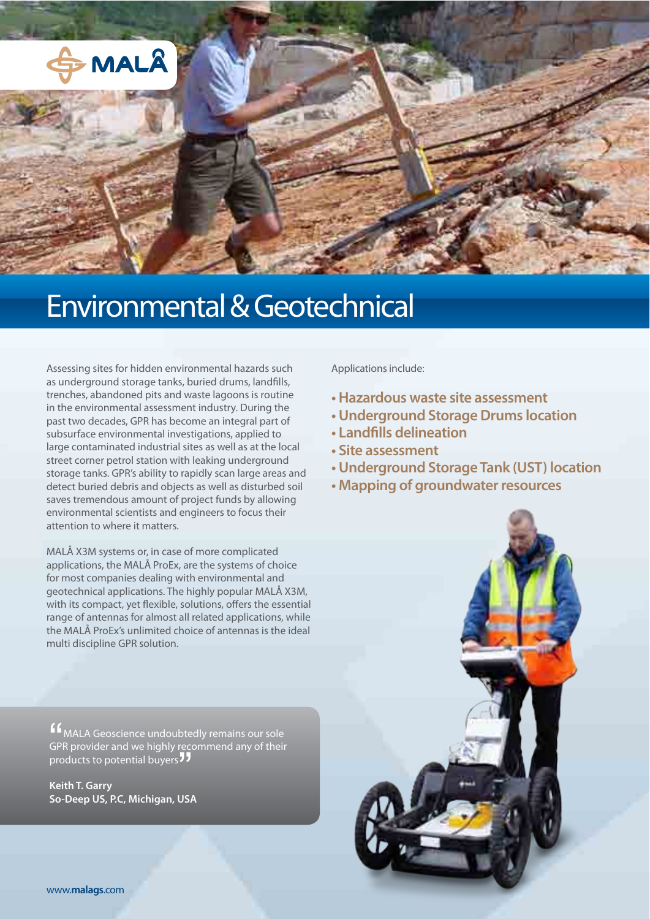# Environmental & Geotechnical

Assessing sites for hidden environmental hazards such as underground storage tanks, buried drums, landfills, trenches, abandoned pits and waste lagoons is routine in the environmental assessment industry. During the past two decades, GPR has become an integral part of subsurface environmental investigations, applied to large contaminated industrial sites as well as at the local street corner petrol station with leaking underground storage tanks. GPR's ability to rapidly scan large areas and detect buried debris and objects as well as disturbed soil saves tremendous amount of project funds by allowing environmental scientists and engineers to focus their attention to where it matters.

MALÅ X3M systems or, in case of more complicated applications, the MALÅ ProEx, are the systems of choice for most companies dealing with environmental and geotechnical applications. The highly popular MALÅ X3M, with its compact, yet flexible, solutions, offers the essential range of antennas for almost all related applications, while the MALÅ ProEx's unlimited choice of antennas is the ideal multi discipline GPR solution.

Applications include:

- **Hazardous waste site assessment**
- **Underground Storage Drums location**
- **Landfills delineation**
- **Site assessment**
- **Underground Storage Tank (UST) location**
- **Mapping of groundwater resources**

> "MALA Geoscience undoubtedly remains our sole GPR provider and we highly recommend any of their products to potential buyers"
>
> **Keith T. Garry**
> **So-Deep US, P.C, Michigan, USA**

www.**malags**.com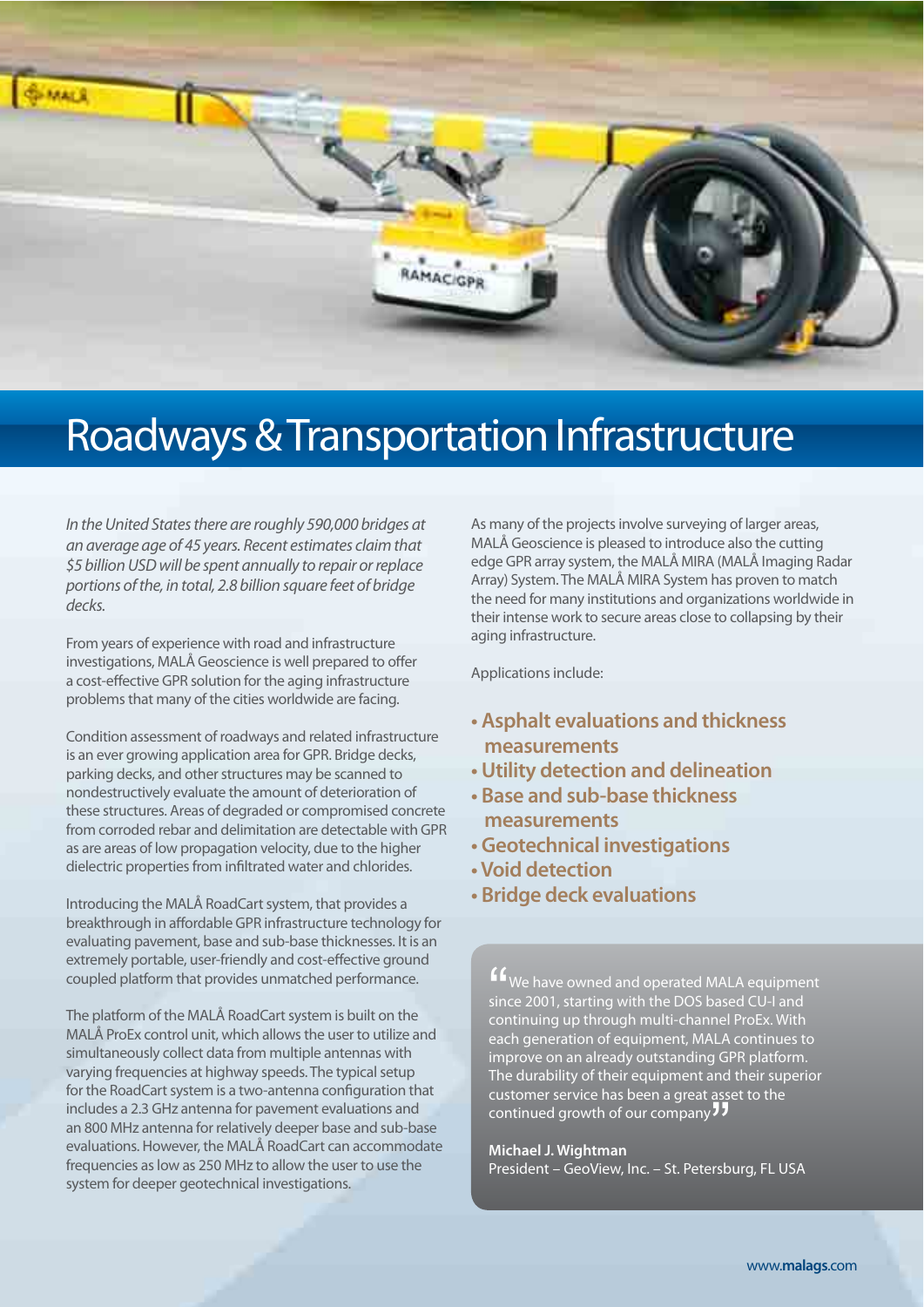# Roadways & Transportation Infrastructure

*In the United States there are roughly 590,000 bridges at an average age of 45 years. Recent estimates claim that $5 billion USD will be spent annually to repair or replace portions of the, in total, 2.8 billion square feet of bridge decks.*

From years of experience with road and infrastructure investigations, MALÅ Geoscience is well prepared to offer a cost-effective GPR solution for the aging infrastructure problems that many of the cities worldwide are facing.

Condition assessment of roadways and related infrastructure is an ever growing application area for GPR. Bridge decks, parking decks, and other structures may be scanned to nondestructively evaluate the amount of deterioration of these structures. Areas of degraded or compromised concrete from corroded rebar and delimitation are detectable with GPR as are areas of low propagation velocity, due to the higher dielectric properties from infiltrated water and chlorides.

Introducing the MALÅ RoadCart system, that provides a breakthrough in affordable GPR infrastructure technology for evaluating pavement, base and sub-base thicknesses. It is an extremely portable, user-friendly and cost-effective ground coupled platform that provides unmatched performance.

The platform of the MALÅ RoadCart system is built on the MALÅ ProEx control unit, which allows the user to utilize and simultaneously collect data from multiple antennas with varying frequencies at highway speeds. The typical setup for the RoadCart system is a two-antenna configuration that includes a 2.3 GHz antenna for pavement evaluations and an 800 MHz antenna for relatively deeper base and sub-base evaluations. However, the MALÅ RoadCart can accommodate frequencies as low as 250 MHz to allow the user to use the system for deeper geotechnical investigations.

As many of the projects involve surveying of larger areas, MALÅ Geoscience is pleased to introduce also the cutting edge GPR array system, the MALÅ MIRA (MALÅ Imaging Radar Array) System. The MALÅ MIRA System has proven to match the need for many institutions and organizations worldwide in their intense work to secure areas close to collapsing by their aging infrastructure.

Applications include:

- **Asphalt evaluations and thickness measurements**
- **Utility detection and delineation**
- **Base and sub-base thickness measurements**
- **Geotechnical investigations**
- **Void detection**
- **Bridge deck evaluations**

"We have owned and operated MALA equipment since 2001, starting with the DOS based CU-I and continuing up through multi-channel ProEx. With each generation of equipment, MALA continues to improve on an already outstanding GPR platform. The durability of their equipment and their superior customer service has been a great asset to the continued growth of our company"

**Michael J. Wightman**
President – GeoView, Inc. – St. Petersburg, FL USA

www.malags.com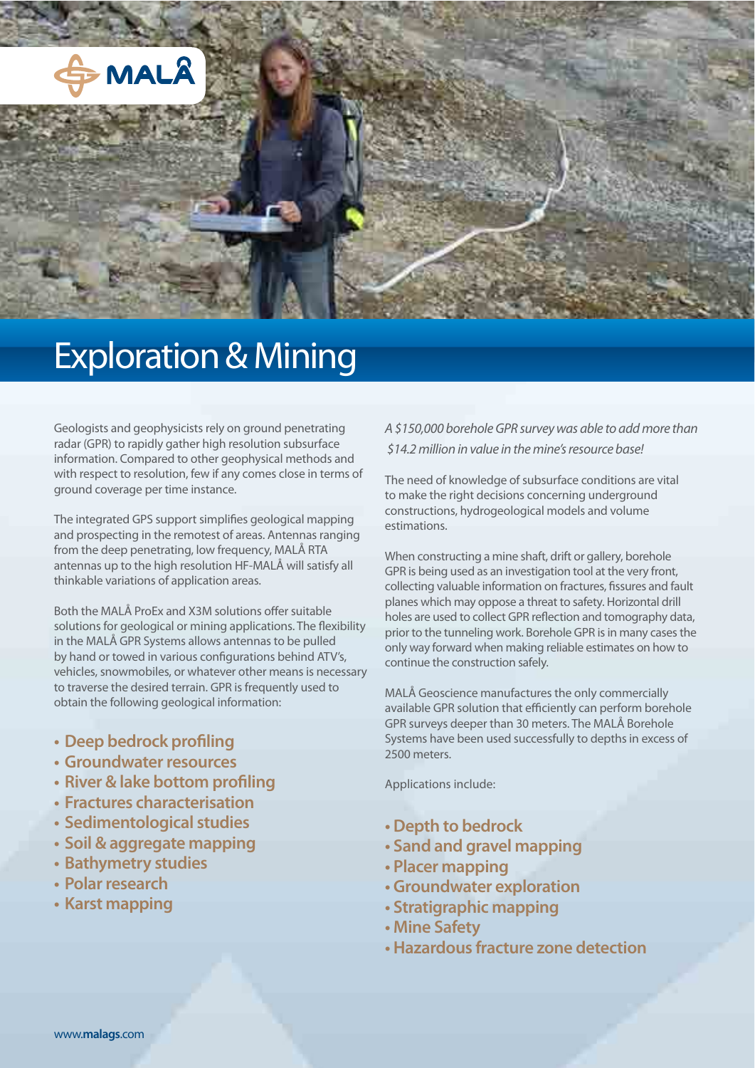# Exploration & Mining

Geologists and geophysicists rely on ground penetrating radar (GPR) to rapidly gather high resolution subsurface information. Compared to other geophysical methods and with respect to resolution, few if any comes close in terms of ground coverage per time instance.

The integrated GPS support simplifies geological mapping and prospecting in the remotest of areas. Antennas ranging from the deep penetrating, low frequency, MALÅ RTA antennas up to the high resolution HF-MALÅ will satisfy all thinkable variations of application areas.

Both the MALÅ ProEx and X3M solutions offer suitable solutions for geological or mining applications. The flexibility in the MALÅ GPR Systems allows antennas to be pulled by hand or towed in various configurations behind ATV's, vehicles, snowmobiles, or whatever other means is necessary to traverse the desired terrain. GPR is frequently used to obtain the following geological information:

- **Deep bedrock profiling**
- **Groundwater resources**
- **River & lake bottom profiling**
- **Fractures characterisation**
- **Sedimentological studies**
- **Soil & aggregate mapping**
- **Bathymetry studies**
- **Polar research**
- **Karst mapping**

*A $150,000 borehole GPR survey was able to add more than $14.2 million in value in the mine's resource base!*

The need of knowledge of subsurface conditions are vital to make the right decisions concerning underground constructions, hydrogeological models and volume estimations.

When constructing a mine shaft, drift or gallery, borehole GPR is being used as an investigation tool at the very front, collecting valuable information on fractures, fissures and fault planes which may oppose a threat to safety. Horizontal drill holes are used to collect GPR reflection and tomography data, prior to the tunneling work. Borehole GPR is in many cases the only way forward when making reliable estimates on how to continue the construction safely.

MALÅ Geoscience manufactures the only commercially available GPR solution that efficiently can perform borehole GPR surveys deeper than 30 meters. The MALÅ Borehole Systems have been used successfully to depths in excess of 2500 meters.

Applications include:

- **Depth to bedrock**
- **Sand and gravel mapping**
- **Placer mapping**
- **Groundwater exploration**
- **Stratigraphic mapping**
- **Mine Safety**
- **Hazardous fracture zone detection**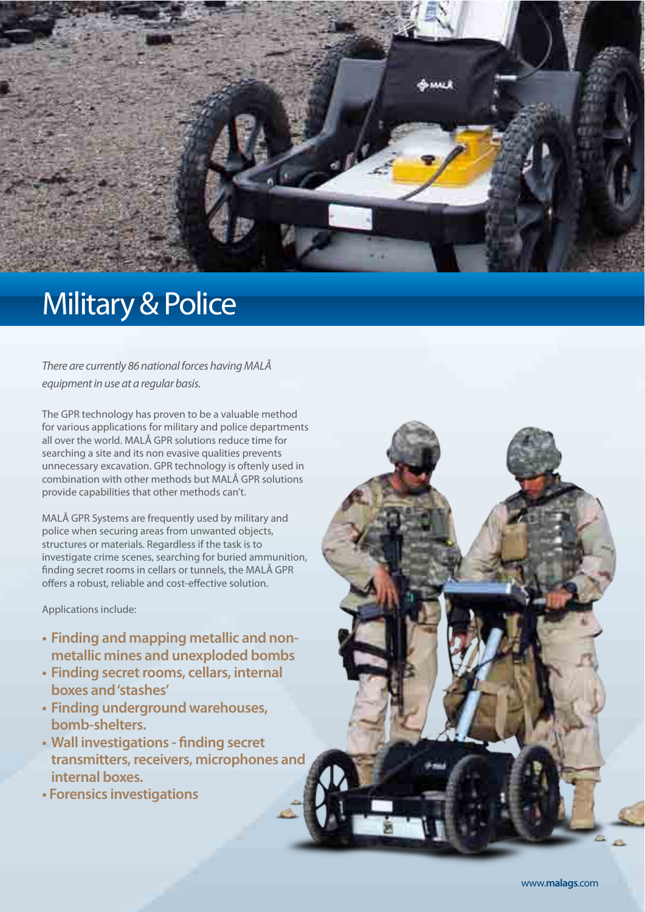# Military & Police

*There are currently 86 national forces having MALÅ equipment in use at a regular basis.*

The GPR technology has proven to be a valuable method for various applications for military and police departments all over the world. MALÅ GPR solutions reduce time for searching a site and its non evasive qualities prevents unnecessary excavation. GPR technology is oftenly used in combination with other methods but MALÅ GPR solutions provide capabilities that other methods can't.

MALÅ GPR Systems are frequently used by military and police when securing areas from unwanted objects, structures or materials. Regardless if the task is to investigate crime scenes, searching for buried ammunition, finding secret rooms in cellars or tunnels, the MALÅ GPR offers a robust, reliable and cost-effective solution.

Applications include:

- **Finding and mapping metallic and non-metallic mines and unexploded bombs**
- **Finding secret rooms, cellars, internal boxes and 'stashes'**
- **Finding underground warehouses, bomb-shelters.**
- **Wall investigations - finding secret transmitters, receivers, microphones and internal boxes.**
- **Forensics investigations**

www.malags.com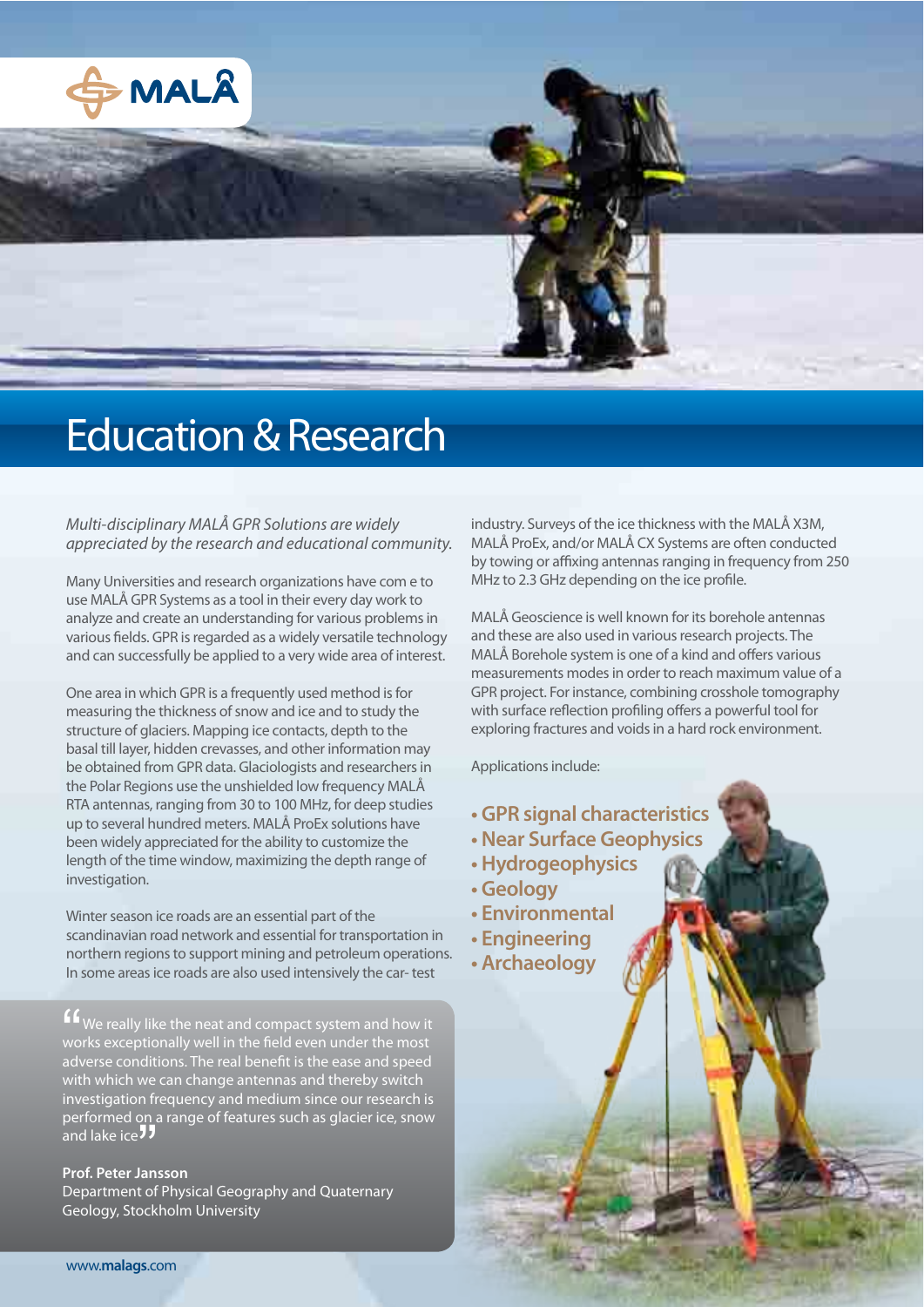MALÅ

# Education & Research

*Multi-disciplinary MALÅ GPR Solutions are widely appreciated by the research and educational community.*

Many Universities and research organizations have com e to use MALÅ GPR Systems as a tool in their every day work to analyze and create an understanding for various problems in various fields. GPR is regarded as a widely versatile technology and can successfully be applied to a very wide area of interest.

One area in which GPR is a frequently used method is for measuring the thickness of snow and ice and to study the structure of glaciers. Mapping ice contacts, depth to the basal till layer, hidden crevasses, and other information may be obtained from GPR data. Glaciologists and researchers in the Polar Regions use the unshielded low frequency MALÅ RTA antennas, ranging from 30 to 100 MHz, for deep studies up to several hundred meters. MALÅ ProEx solutions have been widely appreciated for the ability to customize the length of the time window, maximizing the depth range of investigation.

Winter season ice roads are an essential part of the scandinavian road network and essential for transportation in northern regions to support mining and petroleum operations. In some areas ice roads are also used intensively the car- test industry. Surveys of the ice thickness with the MALÅ X3M, MALÅ ProEx, and/or MALÅ CX Systems are often conducted by towing or affixing antennas ranging in frequency from 250 MHz to 2.3 GHz depending on the ice profile.

MALÅ Geoscience is well known for its borehole antennas and these are also used in various research projects. The MALÅ Borehole system is one of a kind and offers various measurements modes in order to reach maximum value of a GPR project. For instance, combining crosshole tomography with surface reflection profiling offers a powerful tool for exploring fractures and voids in a hard rock environment.

Applications include:

- **GPR signal characteristics**
- **Near Surface Geophysics**
- **Hydrogeophysics**
- **Geology**
- **Environmental**
- **Engineering**
- **Archaeology**

"We really like the neat and compact system and how it works exceptionally well in the field even under the most adverse conditions. The real benefit is the ease and speed with which we can change antennas and thereby switch investigation frequency and medium since our research is performed on a range of features such as glacier ice, snow and lake ice"

**Prof. Peter Jansson**
Department of Physical Geography and Quaternary Geology, Stockholm University

www.**malags**.com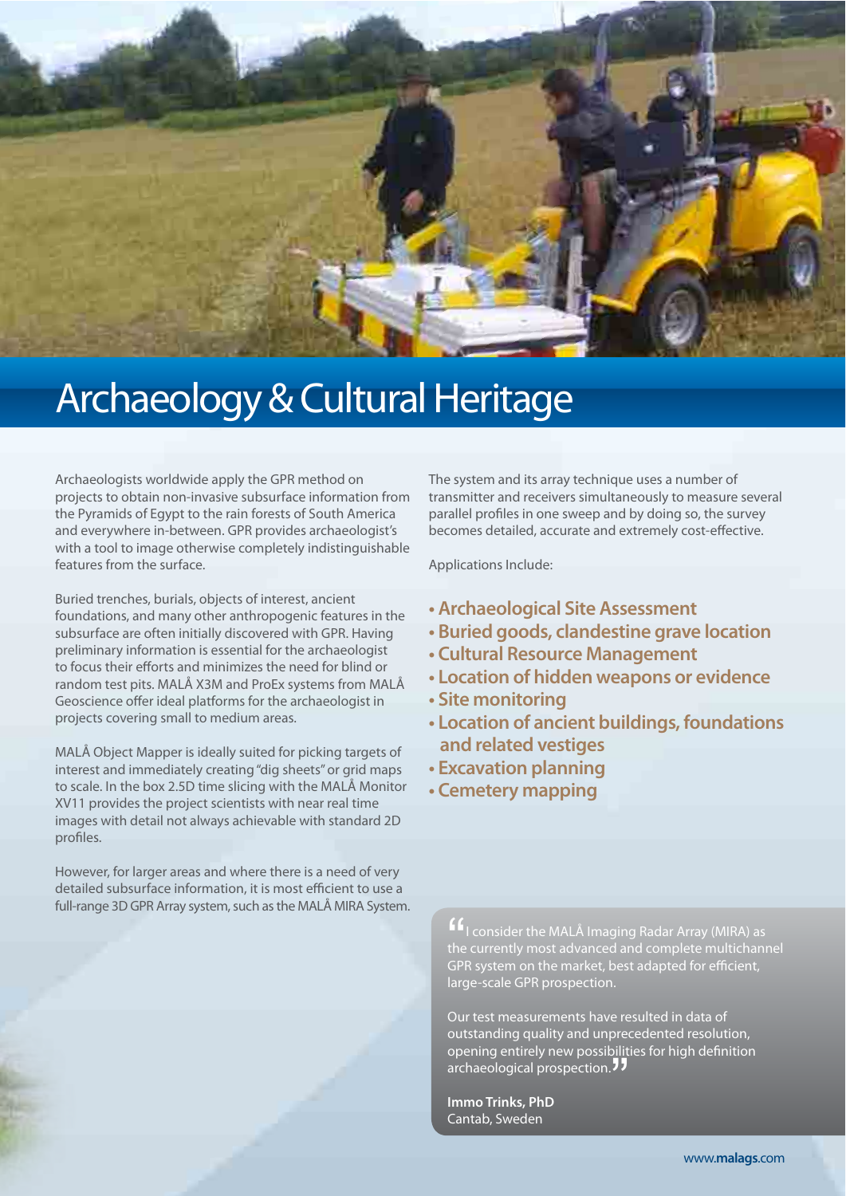# Archaeology & Cultural Heritage

Archaeologists worldwide apply the GPR method on projects to obtain non-invasive subsurface information from the Pyramids of Egypt to the rain forests of South America and everywhere in-between. GPR provides archaeologist's with a tool to image otherwise completely indistinguishable features from the surface.

Buried trenches, burials, objects of interest, ancient foundations, and many other anthropogenic features in the subsurface are often initially discovered with GPR. Having preliminary information is essential for the archaeologist to focus their efforts and minimizes the need for blind or random test pits. MALÅ X3M and ProEx systems from MALÅ Geoscience offer ideal platforms for the archaeologist in projects covering small to medium areas.

MALÅ Object Mapper is ideally suited for picking targets of interest and immediately creating "dig sheets" or grid maps to scale. In the box 2.5D time slicing with the MALÅ Monitor XV11 provides the project scientists with near real time images with detail not always achievable with standard 2D profiles.

However, for larger areas and where there is a need of very detailed subsurface information, it is most efficient to use a full-range 3D GPR Array system, such as the MALÅ MIRA System.

The system and its array technique uses a number of transmitter and receivers simultaneously to measure several parallel profiles in one sweep and by doing so, the survey becomes detailed, accurate and extremely cost-effective.

Applications Include:

- **Archaeological Site Assessment**
- **Buried goods, clandestine grave location**
- **Cultural Resource Management**
- **Location of hidden weapons or evidence**
- **Site monitoring**
- **Location of ancient buildings, foundations and related vestiges**
- **Excavation planning**
- **Cemetery mapping**

> "I consider the MALÅ Imaging Radar Array (MIRA) as the currently most advanced and complete multichannel GPR system on the market, best adapted for efficient, large-scale GPR prospection.
>
> Our test measurements have resulted in data of outstanding quality and unprecedented resolution, opening entirely new possibilities for high definition archaeological prospection."
>
> **Immo Trinks, PhD**
> Cantab, Sweden

www.malags.com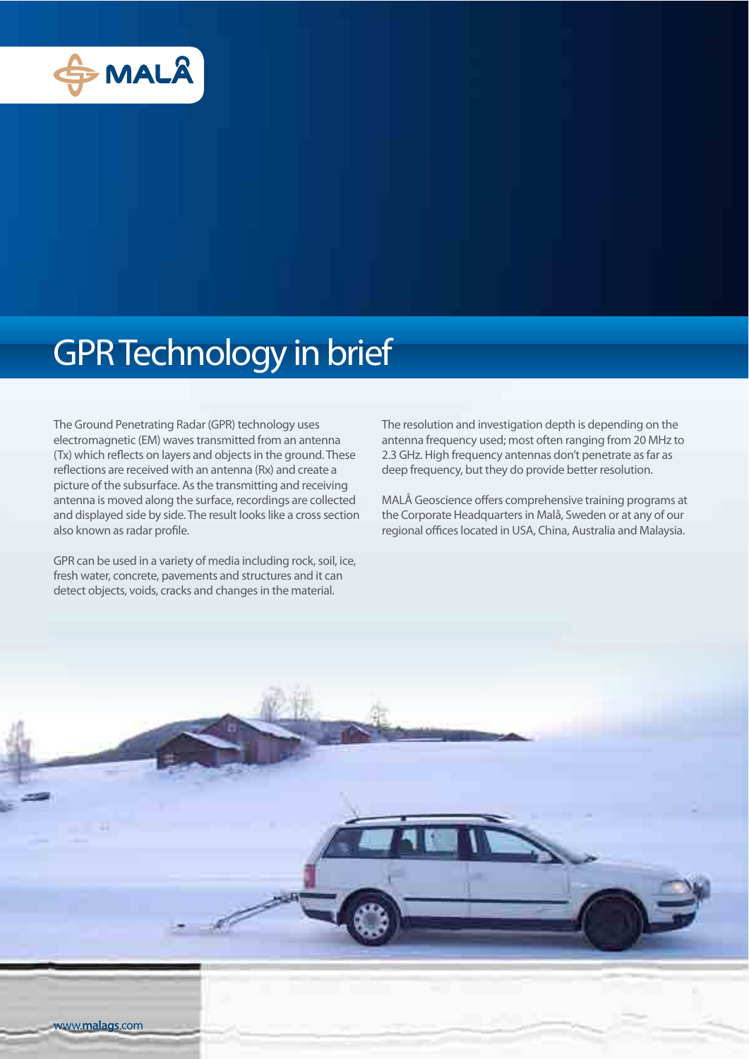# GPR Technology in brief

The Ground Penetrating Radar (GPR) technology uses electromagnetic (EM) waves transmitted from an antenna (Tx) which reflects on layers and objects in the ground. These reflections are received with an antenna (Rx) and create a picture of the subsurface. As the transmitting and receiving antenna is moved along the surface, recordings are collected and displayed side by side. The result looks like a cross section also known as radar profile.

GPR can be used in a variety of media including rock, soil, ice, fresh water, concrete, pavements and structures and it can detect objects, voids, cracks and changes in the material.

The resolution and investigation depth is depending on the antenna frequency used; most often ranging from 20 MHz to 2.3 GHz. High frequency antennas don't penetrate as far as deep frequency, but they do provide better resolution.

MALÅ Geoscience offers comprehensive training programs at the Corporate Headquarters in Malå, Sweden or at any of our regional offices located in USA, China, Australia and Malaysia.

www.malags.com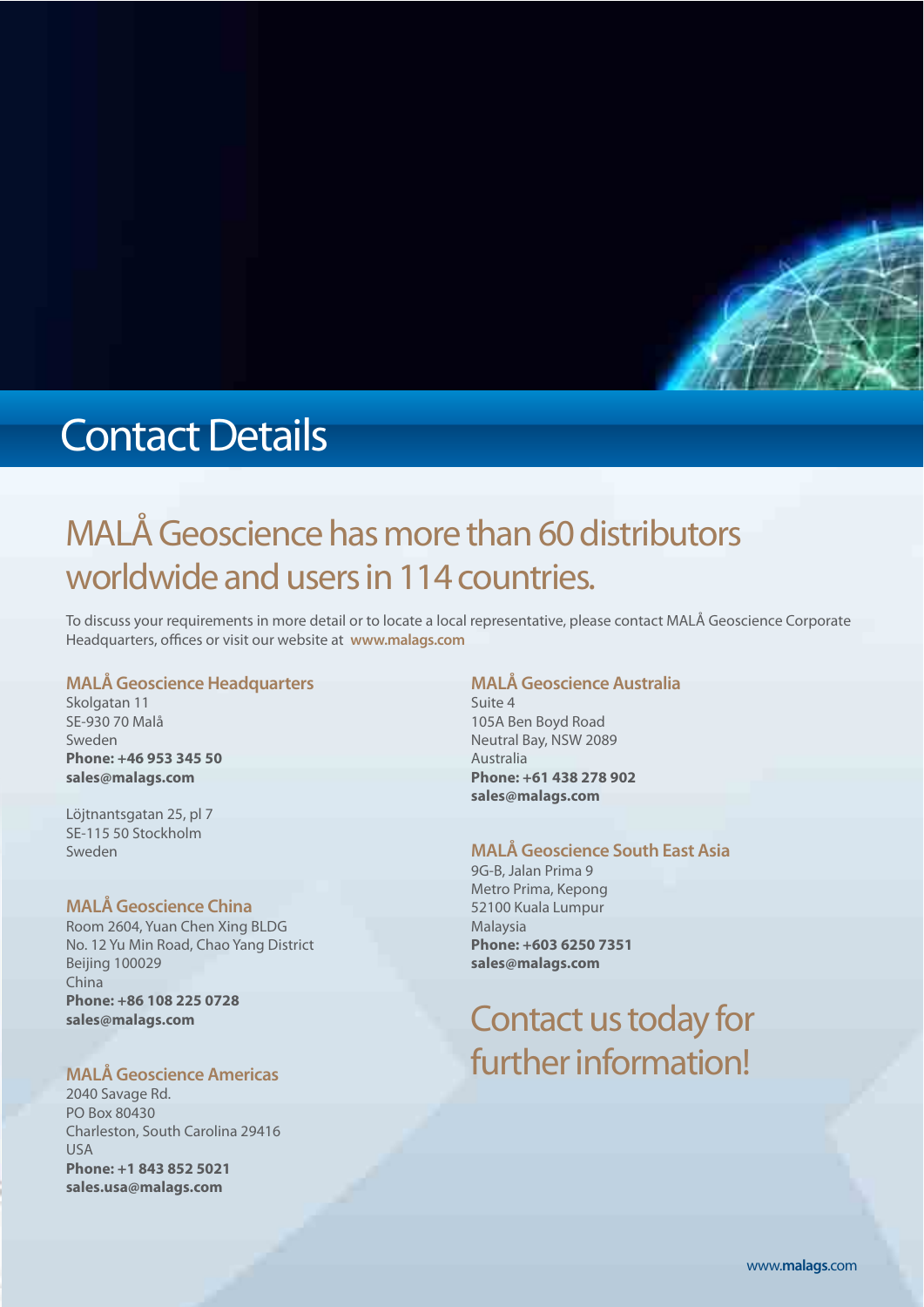# Contact Details

## MALÅ Geoscience has more than 60 distributors worldwide and users in 114 countries.

To discuss your requirements in more detail or to locate a local representative, please contact MALÅ Geoscience Corporate Headquarters, offices or visit our website at **www.malags.com**

### MALÅ Geoscience Headquarters

Skolgatan 11
SE-930 70 Malå
Sweden
**Phone: +46 953 345 50**
**sales@malags.com**

Löjtnantsgatan 25, pl 7
SE-115 50 Stockholm
Sweden

### MALÅ Geoscience China

Room 2604, Yuan Chen Xing BLDG
No. 12 Yu Min Road, Chao Yang District
Beijing 100029
China
**Phone: +86 108 225 0728**
**sales@malags.com**

### MALÅ Geoscience Americas

2040 Savage Rd.
PO Box 80430
Charleston, South Carolina 29416
USA
**Phone: +1 843 852 5021**
**sales.usa@malags.com**

### MALÅ Geoscience Australia

Suite 4
105A Ben Boyd Road
Neutral Bay, NSW 2089
Australia
**Phone: +61 438 278 902**
**sales@malags.com**

### MALÅ Geoscience South East Asia

9G-B, Jalan Prima 9
Metro Prima, Kepong
52100 Kuala Lumpur
Malaysia
**Phone: +603 6250 7351**
**sales@malags.com**

## Contact us today for further information!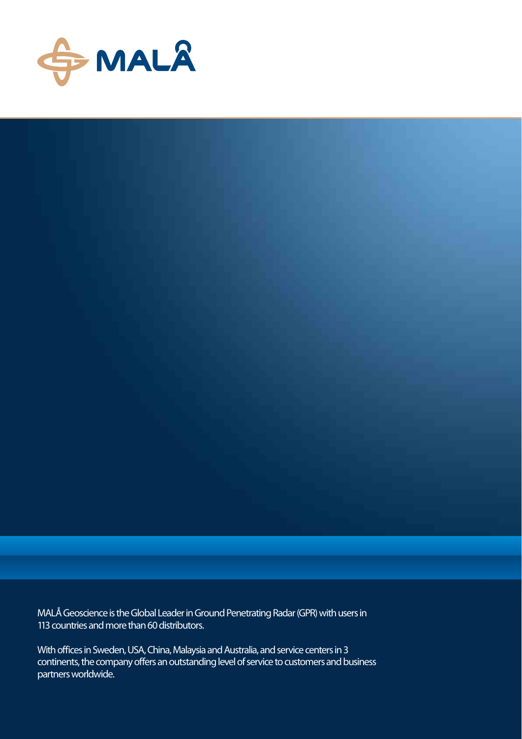MALÅ

MALÅ Geoscience is the Global Leader in Ground Penetrating Radar (GPR) with users in 113 countries and more than 60 distributors.

With offices in Sweden, USA, China, Malaysia and Australia, and service centers in 3 continents, the company offers an outstanding level of service to customers and business partners worldwide.